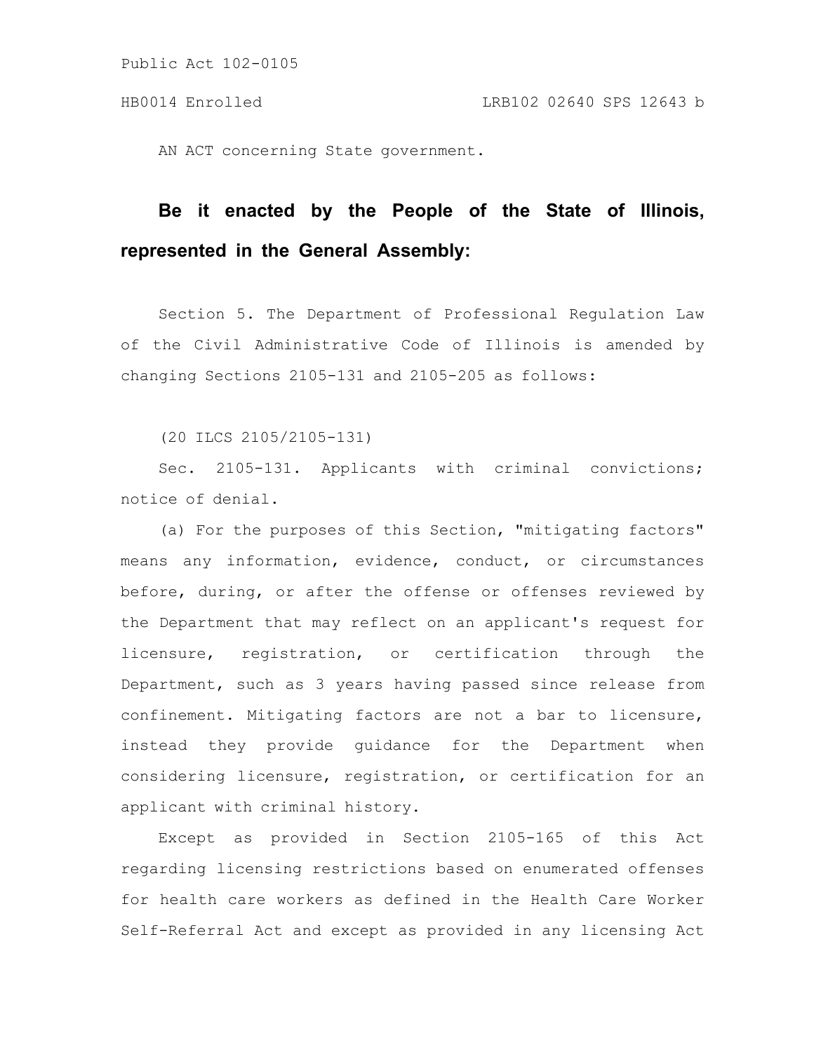Public Act 102-0105

HB0014 Enrolled LRB102 02640 SPS 12643 b

AN ACT concerning State government.

**Be it enacted by the People of the State of Illinois, represented in the General Assembly:**

Section 5. The Department of Professional Regulation Law of the Civil Administrative Code of Illinois is amended by changing Sections 2105-131 and 2105-205 as follows:

(20 ILCS 2105/2105-131)

Sec. 2105-131. Applicants with criminal convictions; notice of denial.

(a) For the purposes of this Section, "mitigating factors" means any information, evidence, conduct, or circumstances before, during, or after the offense or offenses reviewed by the Department that may reflect on an applicant's request for licensure, registration, or certification through the Department, such as 3 years having passed since release from confinement. Mitigating factors are not a bar to licensure, instead they provide guidance for the Department when considering licensure, registration, or certification for an applicant with criminal history.

Except as provided in Section 2105-165 of this Act regarding licensing restrictions based on enumerated offenses for health care workers as defined in the Health Care Worker Self-Referral Act and except as provided in any licensing Act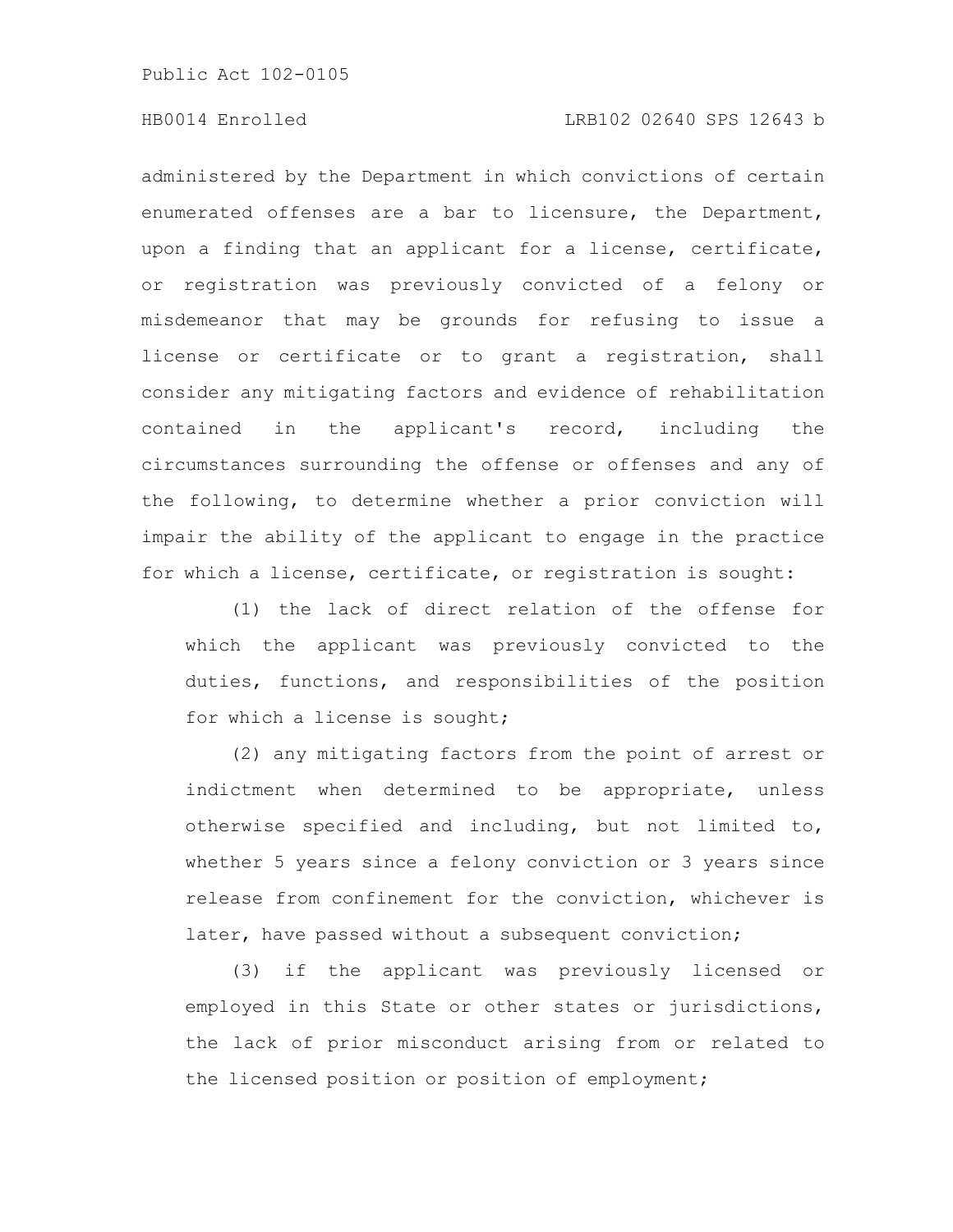administered by the Department in which convictions of certain enumerated offenses are a bar to licensure, the Department, upon a finding that an applicant for a license, certificate, or registration was previously convicted of a felony or misdemeanor that may be grounds for refusing to issue a license or certificate or to grant a registration, shall consider any mitigating factors and evidence of rehabilitation contained in the applicant's record, including the circumstances surrounding the offense or offenses and any of the following, to determine whether a prior conviction will impair the ability of the applicant to engage in the practice for which a license, certificate, or registration is sought:

(1) the lack of direct relation of the offense for which the applicant was previously convicted to the duties, functions, and responsibilities of the position for which a license is sought;

(2) any mitigating factors from the point of arrest or indictment when determined to be appropriate, unless otherwise specified and including, but not limited to, whether 5 years since a felony conviction or 3 years since release from confinement for the conviction, whichever is later, have passed without a subsequent conviction;

(3) if the applicant was previously licensed or employed in this State or other states or jurisdictions, the lack of prior misconduct arising from or related to the licensed position or position of employment;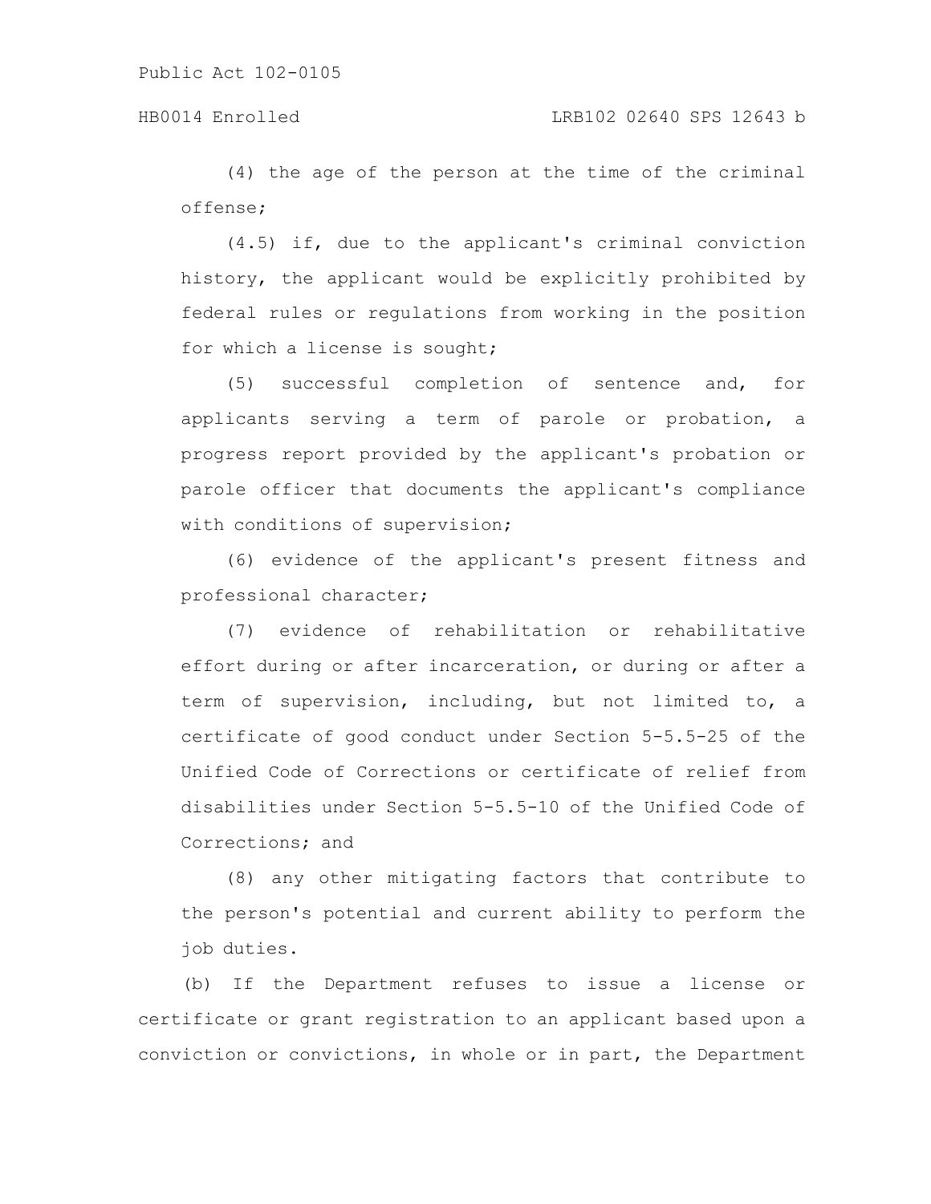(4) the age of the person at the time of the criminal offense;

(4.5) if, due to the applicant's criminal conviction history, the applicant would be explicitly prohibited by federal rules or regulations from working in the position for which a license is sought;

(5) successful completion of sentence and, for applicants serving a term of parole or probation, a progress report provided by the applicant's probation or parole officer that documents the applicant's compliance with conditions of supervision;

(6) evidence of the applicant's present fitness and professional character;

(7) evidence of rehabilitation or rehabilitative effort during or after incarceration, or during or after a term of supervision, including, but not limited to, a certificate of good conduct under Section 5-5.5-25 of the Unified Code of Corrections or certificate of relief from disabilities under Section 5-5.5-10 of the Unified Code of Corrections; and

(8) any other mitigating factors that contribute to the person's potential and current ability to perform the job duties.

(b) If the Department refuses to issue a license or certificate or grant registration to an applicant based upon a conviction or convictions, in whole or in part, the Department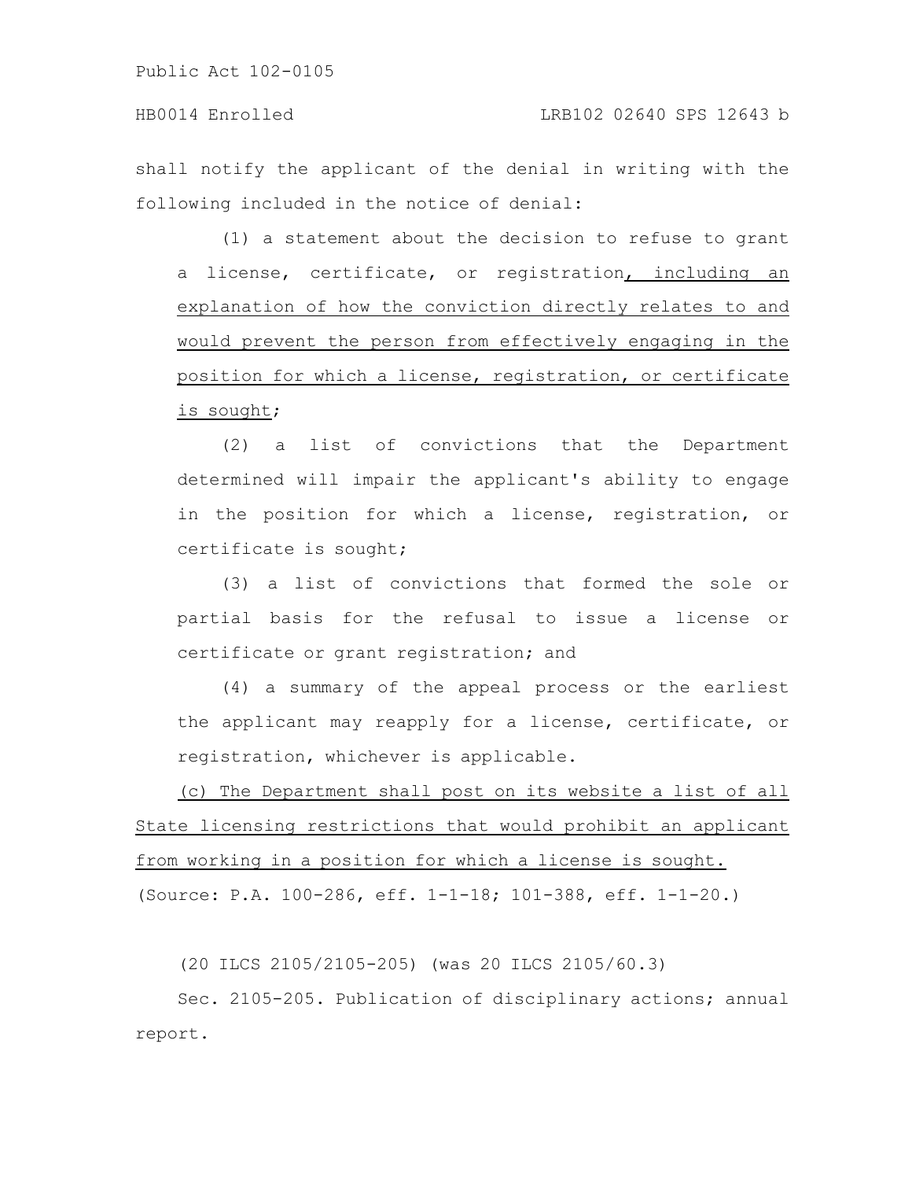shall notify the applicant of the denial in writing with the following included in the notice of denial:

(1) a statement about the decision to refuse to grant a license, certificate, or registration, including an explanation of how the conviction directly relates to and would prevent the person from effectively engaging in the position for which a license, registration, or certificate is sought;

(2) a list of convictions that the Department determined will impair the applicant's ability to engage in the position for which a license, registration, or certificate is sought;

(3) a list of convictions that formed the sole or partial basis for the refusal to issue a license or certificate or grant registration; and

(4) a summary of the appeal process or the earliest the applicant may reapply for a license, certificate, or registration, whichever is applicable.

(c) The Department shall post on its website a list of all State licensing restrictions that would prohibit an applicant from working in a position for which a license is sought.

(Source: P.A. 100-286, eff. 1-1-18; 101-388, eff. 1-1-20.)

(20 ILCS 2105/2105-205) (was 20 ILCS 2105/60.3)

Sec. 2105-205. Publication of disciplinary actions; annual report.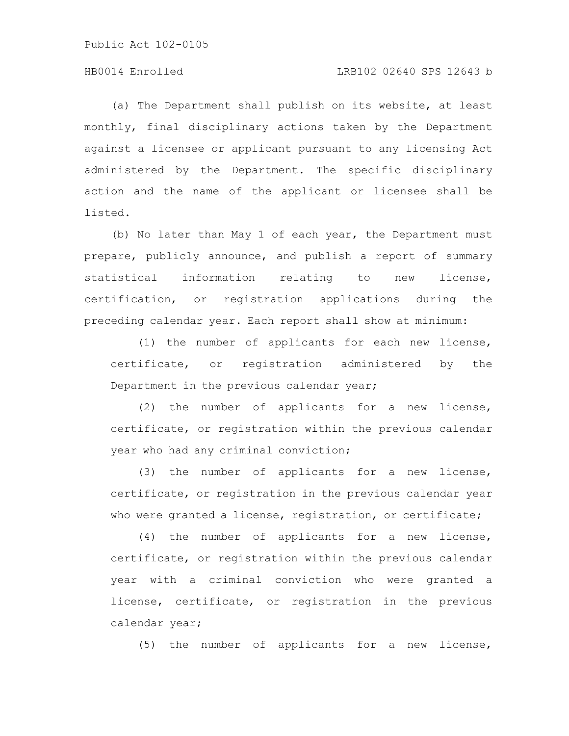(a) The Department shall publish on its website, at least monthly, final disciplinary actions taken by the Department against a licensee or applicant pursuant to any licensing Act administered by the Department. The specific disciplinary action and the name of the applicant or licensee shall be listed.

(b) No later than May 1 of each year, the Department must prepare, publicly announce, and publish a report of summary statistical information relating to new license, certification, or registration applications during the preceding calendar year. Each report shall show at minimum:

(1) the number of applicants for each new license, certificate, or registration administered by the Department in the previous calendar year;

(2) the number of applicants for a new license, certificate, or registration within the previous calendar year who had any criminal conviction;

(3) the number of applicants for a new license, certificate, or registration in the previous calendar year who were granted a license, registration, or certificate;

(4) the number of applicants for a new license, certificate, or registration within the previous calendar year with a criminal conviction who were granted a license, certificate, or registration in the previous calendar year;

(5) the number of applicants for a new license,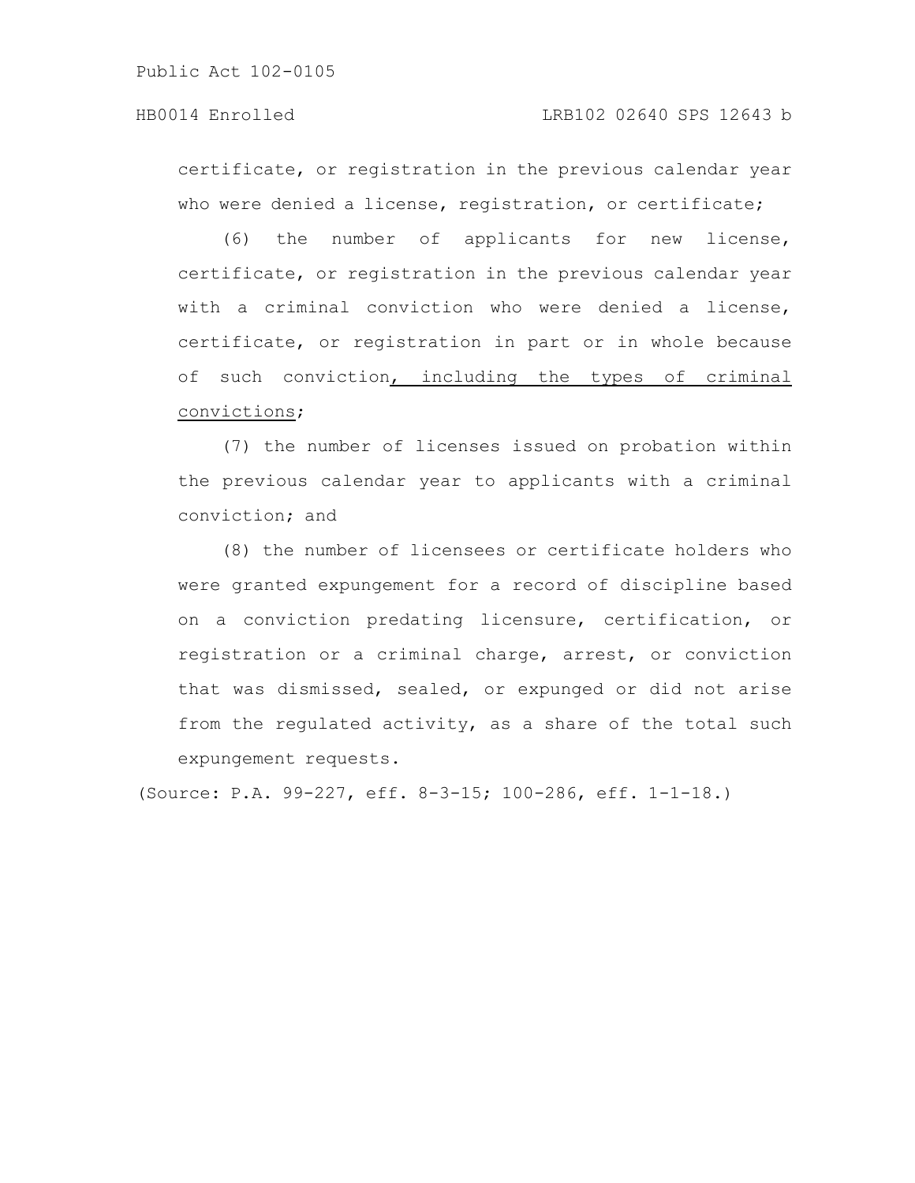certificate, or registration in the previous calendar year who were denied a license, registration, or certificate;

(6) the number of applicants for new license, certificate, or registration in the previous calendar year with a criminal conviction who were denied a license, certificate, or registration in part or in whole because of such conviction<u>, including the types of criminal convictions</u>;

(7) the number of licenses issued on probation within the previous calendar year to applicants with a criminal conviction; and

(8) the number of licensees or certificate holders who were granted expungement for a record of discipline based on a conviction predating licensure, certification, or registration or a criminal charge, arrest, or conviction that was dismissed, sealed, or expunged or did not arise from the regulated activity, as a share of the total such expungement requests.

(Source: P.A. 99-227, eff. 8-3-15; 100-286, eff. 1-1-18.)